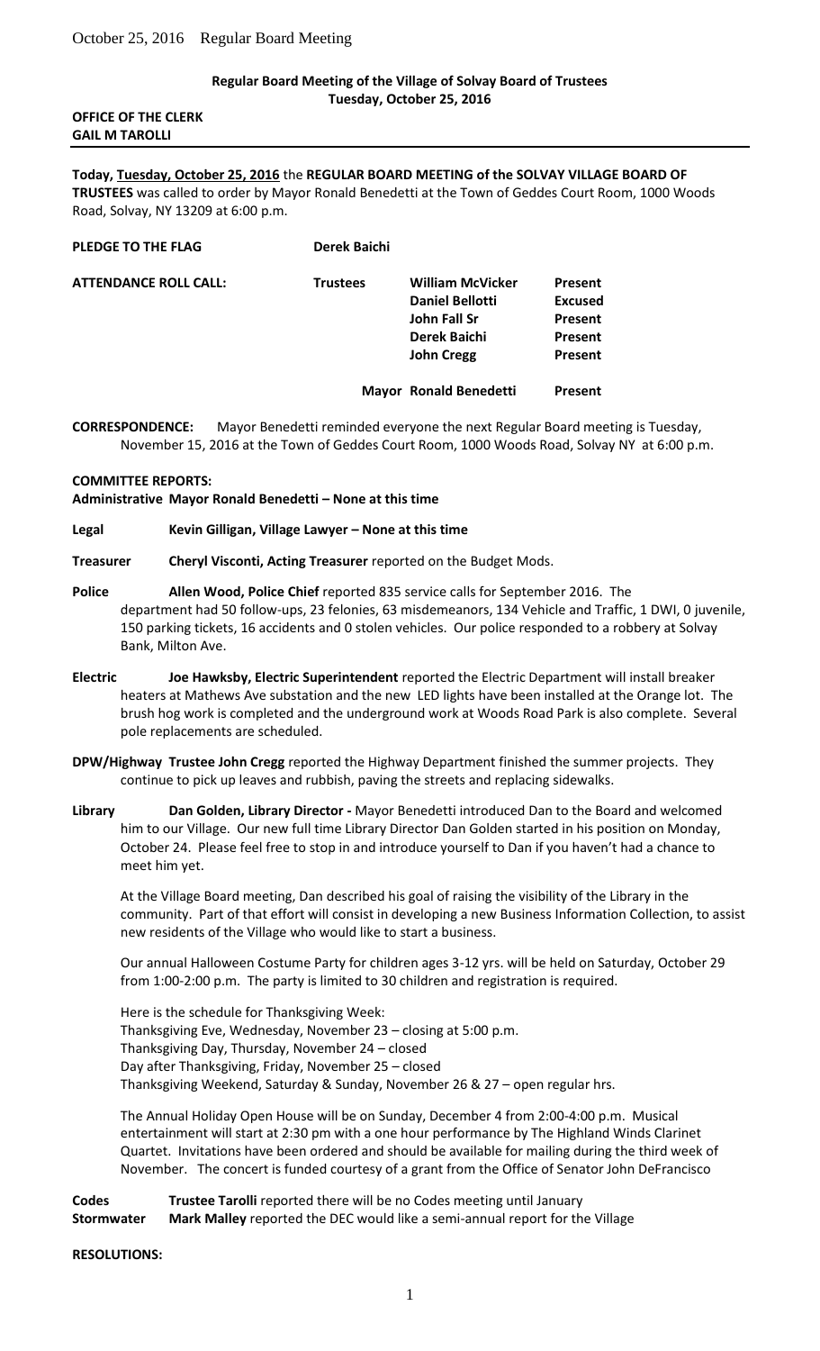**Regular Board Meeting of the Village of Solvay Board of Trustees**
**Tuesday, October 25, 2016**

**OFFICE OF THE CLERK**
**GAIL M TAROLLI**

---

**Today, Tuesday, October 25, 2016** the **REGULAR BOARD MEETING of the SOLVAY VILLAGE BOARD OF TRUSTEES** was called to order by Mayor Ronald Benedetti at the Town of Geddes Court Room, 1000 Woods Road, Solvay, NY 13209 at 6:00 p.m.

**PLEDGE TO THE FLAG** **Derek Baichi**

| **ATTENDANCE ROLL CALL:** | **Trustees** | **William McVicker** | **Present** |
|---|---|---|---|
| | | **Daniel Bellotti** | **Excused** |
| | | **John Fall Sr** | **Present** |
| | | **Derek Baichi** | **Present** |
| | | **John Cregg** | **Present** |
| | **Mayor** | **Ronald Benedetti** | **Present** |

**CORRESPONDENCE:** Mayor Benedetti reminded everyone the next Regular Board meeting is Tuesday, November 15, 2016 at the Town of Geddes Court Room, 1000 Woods Road, Solvay NY at 6:00 p.m.

**COMMITTEE REPORTS:**

**Administrative Mayor Ronald Benedetti – None at this time**

**Legal** **Kevin Gilligan, Village Lawyer – None at this time**

**Treasurer** **Cheryl Visconti, Acting Treasurer** reported on the Budget Mods.

**Police** **Allen Wood, Police Chief** reported 835 service calls for September 2016. The department had 50 follow-ups, 23 felonies, 63 misdemeanors, 134 Vehicle and Traffic, 1 DWI, 0 juvenile, 150 parking tickets, 16 accidents and 0 stolen vehicles. Our police responded to a robbery at Solvay Bank, Milton Ave.

**Electric** **Joe Hawksby, Electric Superintendent** reported the Electric Department will install breaker heaters at Mathews Ave substation and the new LED lights have been installed at the Orange lot. The brush hog work is completed and the underground work at Woods Road Park is also complete. Several pole replacements are scheduled.

**DPW/Highway** **Trustee John Cregg** reported the Highway Department finished the summer projects. They continue to pick up leaves and rubbish, paving the streets and replacing sidewalks.

**Library** **Dan Golden, Library Director -** Mayor Benedetti introduced Dan to the Board and welcomed him to our Village. Our new full time Library Director Dan Golden started in his position on Monday, October 24. Please feel free to stop in and introduce yourself to Dan if you haven't had a chance to meet him yet.

At the Village Board meeting, Dan described his goal of raising the visibility of the Library in the community. Part of that effort will consist in developing a new Business Information Collection, to assist new residents of the Village who would like to start a business.

Our annual Halloween Costume Party for children ages 3-12 yrs. will be held on Saturday, October 29 from 1:00-2:00 p.m. The party is limited to 30 children and registration is required.

Here is the schedule for Thanksgiving Week:
Thanksgiving Eve, Wednesday, November 23 – closing at 5:00 p.m.
Thanksgiving Day, Thursday, November 24 – closed
Day after Thanksgiving, Friday, November 25 – closed
Thanksgiving Weekend, Saturday & Sunday, November 26 & 27 – open regular hrs.

The Annual Holiday Open House will be on Sunday, December 4 from 2:00-4:00 p.m. Musical entertainment will start at 2:30 pm with a one hour performance by The Highland Winds Clarinet Quartet. Invitations have been ordered and should be available for mailing during the third week of November. The concert is funded courtesy of a grant from the Office of Senator John DeFrancisco

**Codes** **Trustee Tarolli** reported there will be no Codes meeting until January
**Stormwater** **Mark Malley** reported the DEC would like a semi-annual report for the Village

**RESOLUTIONS:**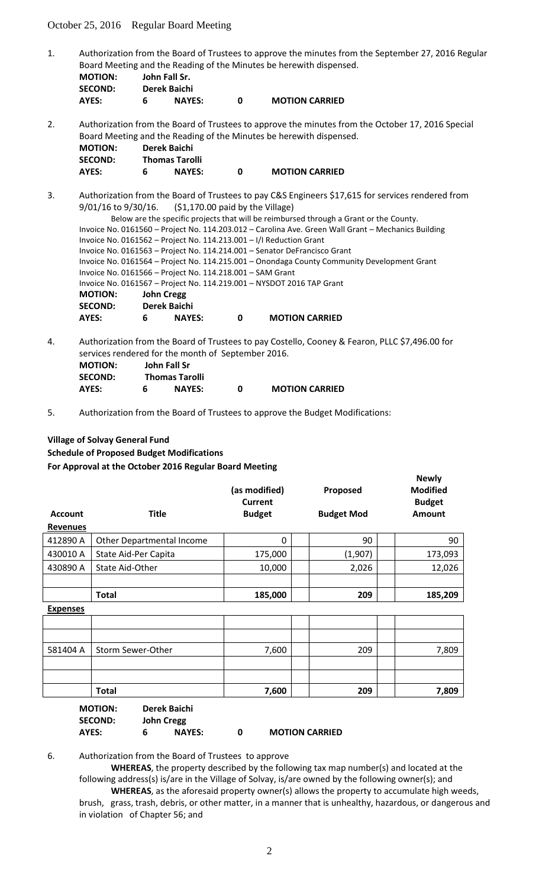October 25, 2016 Regular Board Meeting

1. Authorization from the Board of Trustees to approve the minutes from the September 27, 2016 Regular Board Meeting and the Reading of the Minutes be herewith dispensed.

   **MOTION:** **John Fall Sr.**
   **SECOND:** **Derek Baichi**
   **AYES:** **6** **NAYES:** **0** **MOTION CARRIED**

2. Authorization from the Board of Trustees to approve the minutes from the October 17, 2016 Special Board Meeting and the Reading of the Minutes be herewith dispensed.

   **MOTION:** **Derek Baichi**
   **SECOND:** **Thomas Tarolli**
   **AYES:** **6** **NAYES:** **0** **MOTION CARRIED**

3. Authorization from the Board of Trustees to pay C&S Engineers $17,615 for services rendered from 9/01/16 to 9/30/16. ($1,170.00 paid by the Village)

   Below are the specific projects that will be reimbursed through a Grant or the County.
   Invoice No. 0161560 – Project No. 114.203.012 – Carolina Ave. Green Wall Grant – Mechanics Building
   Invoice No. 0161562 – Project No. 114.213.001 – I/I Reduction Grant
   Invoice No. 0161563 – Project No. 114.214.001 – Senator DeFrancisco Grant
   Invoice No. 0161564 – Project No. 114.215.001 – Onondaga County Community Development Grant
   Invoice No. 0161566 – Project No. 114.218.001 – SAM Grant
   Invoice No. 0161567 – Project No. 114.219.001 – NYSDOT 2016 TAP Grant

   **MOTION:** **John Cregg**
   **SECOND:** **Derek Baichi**
   **AYES:** **6** **NAYES:** **0** **MOTION CARRIED**

4. Authorization from the Board of Trustees to pay Costello, Cooney & Fearon, PLLC $7,496.00 for services rendered for the month of September 2016.

   **MOTION:** **John Fall Sr**
   **SECOND:** **Thomas Tarolli**
   **AYES:** **6** **NAYES:** **0** **MOTION CARRIED**

5. Authorization from the Board of Trustees to approve the Budget Modifications:

**Village of Solvay General Fund**
**Schedule of Proposed Budget Modifications**
**For Approval at the October 2016 Regular Board Meeting**

| Account | Title | (as modified) Current Budget | Proposed Budget Mod | Newly Modified Budget Amount |
|---|---|---|---|---|
| **Revenues** | | | | |
| 412890 A | Other Departmental Income | 0 | 90 | 90 |
| 430010 A | State Aid-Per Capita | 175,000 | (1,907) | 173,093 |
| 430890 A | State Aid-Other | 10,000 | 2,026 | 12,026 |
| | | | | |
| | **Total** | **185,000** | **209** | **185,209** |
| **Expenses** | | | | |
| | | | | |
| | | | | |
| 581404 A | Storm Sewer-Other | 7,600 | 209 | 7,809 |
| | | | | |
| | | | | |
| | **Total** | **7,600** | **209** | **7,809** |

   **MOTION:** **Derek Baichi**
   **SECOND:** **John Cregg**
   **AYES:** **6** **NAYES:** **0** **MOTION CARRIED**

6. Authorization from the Board of Trustees to approve

   **WHEREAS**, the property described by the following tax map number(s) and located at the following address(s) is/are in the Village of Solvay, is/are owned by the following owner(s); and

   **WHEREAS**, as the aforesaid property owner(s) allows the property to accumulate high weeds, brush, grass, trash, debris, or other matter, in a manner that is unhealthy, hazardous, or dangerous and in violation of Chapter 56; and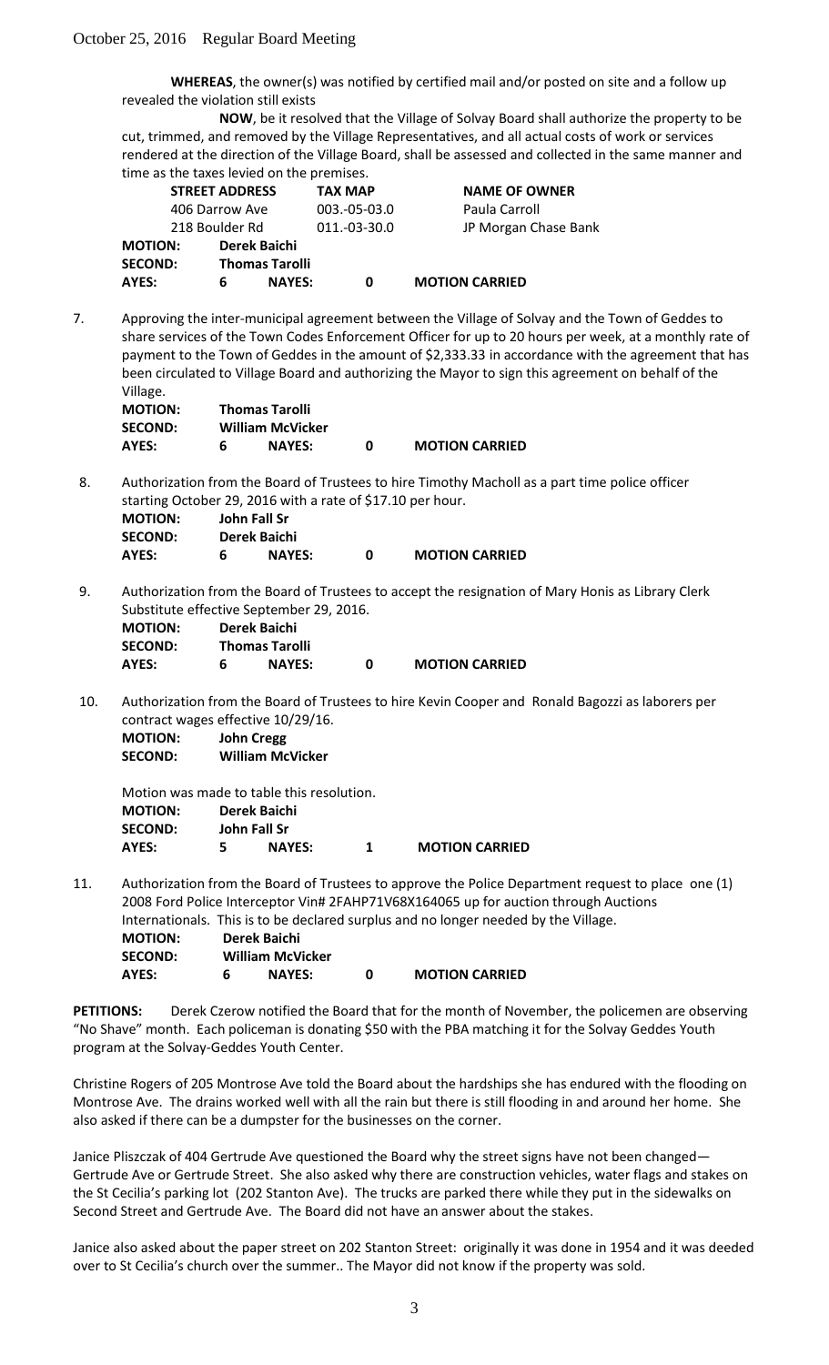**WHEREAS**, the owner(s) was notified by certified mail and/or posted on site and a follow up revealed the violation still exists

**NOW**, be it resolved that the Village of Solvay Board shall authorize the property to be cut, trimmed, and removed by the Village Representatives, and all actual costs of work or services rendered at the direction of the Village Board, shall be assessed and collected in the same manner and time as the taxes levied on the premises.

| STREET ADDRESS | TAX MAP | NAME OF OWNER |
|---|---|---|
| 406 Darrow Ave | 003.-05-03.0 | Paula Carroll |
| 218 Boulder Rd | 011.-03-30.0 | JP Morgan Chase Bank |

**MOTION:** Derek Baichi
**SECOND:** Thomas Tarolli
**AYES:** 6 **NAYES:** 0 **MOTION CARRIED**

7. Approving the inter-municipal agreement between the Village of Solvay and the Town of Geddes to share services of the Town Codes Enforcement Officer for up to 20 hours per week, at a monthly rate of payment to the Town of Geddes in the amount of $2,333.33 in accordance with the agreement that has been circulated to Village Board and authorizing the Mayor to sign this agreement on behalf of the Village.

   **MOTION:** Thomas Tarolli
   **SECOND:** William McVicker
   **AYES:** 6 **NAYES:** 0 **MOTION CARRIED**

8. Authorization from the Board of Trustees to hire Timothy Macholl as a part time police officer starting October 29, 2016 with a rate of $17.10 per hour.

   **MOTION:** John Fall Sr
   **SECOND:** Derek Baichi
   **AYES:** 6 **NAYES:** 0 **MOTION CARRIED**

9. Authorization from the Board of Trustees to accept the resignation of Mary Honis as Library Clerk Substitute effective September 29, 2016.

   **MOTION:** Derek Baichi
   **SECOND:** Thomas Tarolli
   **AYES:** 6 **NAYES:** 0 **MOTION CARRIED**

10. Authorization from the Board of Trustees to hire Kevin Cooper and Ronald Bagozzi as laborers per contract wages effective 10/29/16.

    **MOTION:** John Cregg
    **SECOND:** William McVicker

    Motion was made to table this resolution.

    **MOTION:** Derek Baichi
    **SECOND:** John Fall Sr
    **AYES:** 5 **NAYES:** 1 **MOTION CARRIED**

11. Authorization from the Board of Trustees to approve the Police Department request to place one (1) 2008 Ford Police Interceptor Vin# 2FAHP71V68X164065 up for auction through Auctions Internationals. This is to be declared surplus and no longer needed by the Village.

    **MOTION:** Derek Baichi
    **SECOND:** William McVicker
    **AYES:** 6 **NAYES:** 0 **MOTION CARRIED**

**PETITIONS:** Derek Czerow notified the Board that for the month of November, the policemen are observing "No Shave" month. Each policeman is donating $50 with the PBA matching it for the Solvay Geddes Youth program at the Solvay-Geddes Youth Center.

Christine Rogers of 205 Montrose Ave told the Board about the hardships she has endured with the flooding on Montrose Ave. The drains worked well with all the rain but there is still flooding in and around her home. She also asked if there can be a dumpster for the businesses on the corner.

Janice Pliszczak of 404 Gertrude Ave questioned the Board why the street signs have not been changed—Gertrude Ave or Gertrude Street. She also asked why there are construction vehicles, water flags and stakes on the St Cecilia's parking lot (202 Stanton Ave). The trucks are parked there while they put in the sidewalks on Second Street and Gertrude Ave. The Board did not have an answer about the stakes.

Janice also asked about the paper street on 202 Stanton Street: originally it was done in 1954 and it was deeded over to St Cecilia's church over the summer.. The Mayor did not know if the property was sold.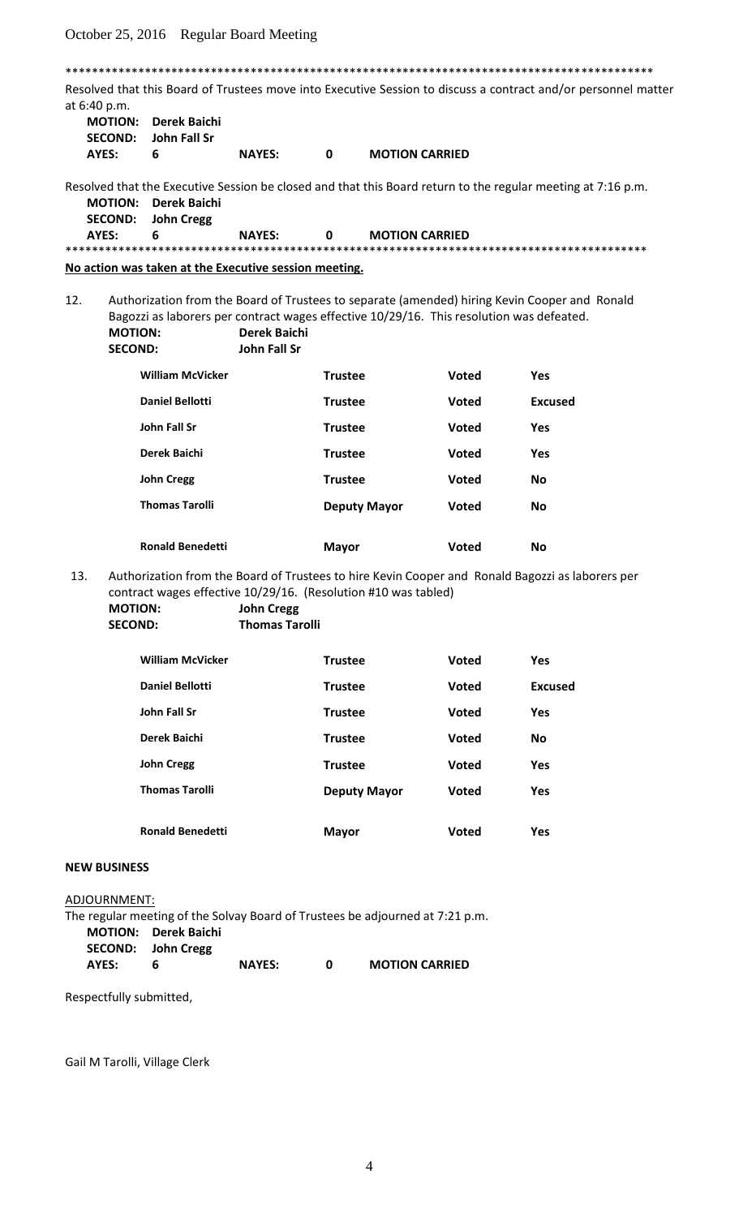October 25, 2016 Regular Board Meeting

*******************************************************************************************

Resolved that this Board of Trustees move into Executive Session to discuss a contract and/or personnel matter at 6:40 p.m.

**MOTION:** **Derek Baichi**
**SECOND:** **John Fall Sr**
**AYES:** **6** **NAYES:** **0** **MOTION CARRIED**

Resolved that the Executive Session be closed and that this Board return to the regular meeting at 7:16 p.m.

**MOTION:** **Derek Baichi**
**SECOND:** **John Cregg**
**AYES:** **6** **NAYES:** **0** **MOTION CARRIED**

*******************************************************************************************

**No action was taken at the Executive session meeting.**

12. Authorization from the Board of Trustees to separate (amended) hiring Kevin Cooper and Ronald Bagozzi as laborers per contract wages effective 10/29/16. This resolution was defeated.

**MOTION:** **Derek Baichi**
**SECOND:** **John Fall Sr**

| | | | |
|---|---|---|---|
| **William McVicker** | **Trustee** | **Voted** | **Yes** |
| **Daniel Bellotti** | **Trustee** | **Voted** | **Excused** |
| **John Fall Sr** | **Trustee** | **Voted** | **Yes** |
| **Derek Baichi** | **Trustee** | **Voted** | **Yes** |
| **John Cregg** | **Trustee** | **Voted** | **No** |
| **Thomas Tarolli** | **Deputy Mayor** | **Voted** | **No** |
| **Ronald Benedetti** | **Mayor** | **Voted** | **No** |

13. Authorization from the Board of Trustees to hire Kevin Cooper and Ronald Bagozzi as laborers per contract wages effective 10/29/16. (Resolution #10 was tabled)

**MOTION:** **John Cregg**
**SECOND:** **Thomas Tarolli**

| | | | |
|---|---|---|---|
| **William McVicker** | **Trustee** | **Voted** | **Yes** |
| **Daniel Bellotti** | **Trustee** | **Voted** | **Excused** |
| **John Fall Sr** | **Trustee** | **Voted** | **Yes** |
| **Derek Baichi** | **Trustee** | **Voted** | **No** |
| **John Cregg** | **Trustee** | **Voted** | **Yes** |
| **Thomas Tarolli** | **Deputy Mayor** | **Voted** | **Yes** |
| **Ronald Benedetti** | **Mayor** | **Voted** | **Yes** |

**NEW BUSINESS**

ADJOURNMENT:

The regular meeting of the Solvay Board of Trustees be adjourned at 7:21 p.m.

**MOTION:** **Derek Baichi**
**SECOND:** **John Cregg**
**AYES:** **6** **NAYES:** **0** **MOTION CARRIED**

Respectfully submitted,

Gail M Tarolli, Village Clerk